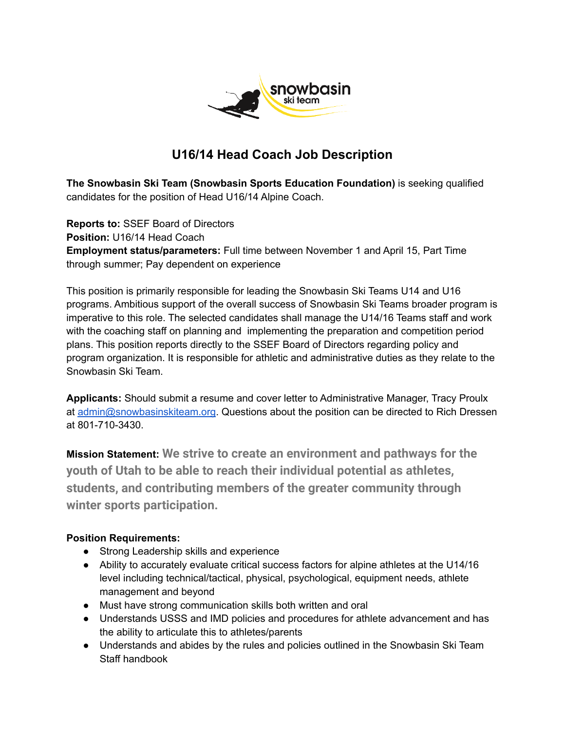# U16/14 Head Coach Job Description

**The Snowbasin Ski Team (Snowbasin Sports Education Foundation)** is seeking qualified candidates for the position of Head U16/14 Alpine Coach.

**Reports to:** SSEF Board of Directors
**Position:** U16/14 Head Coach
**Employment status/parameters:** Full time between November 1 and April 15, Part Time through summer; Pay dependent on experience

This position is primarily responsible for leading the Snowbasin Ski Teams U14 and U16 programs. Ambitious support of the overall success of Snowbasin Ski Teams broader program is imperative to this role. The selected candidates shall manage the U14/16 Teams staff and work with the coaching staff on planning and implementing the preparation and competition period plans. This position reports directly to the SSEF Board of Directors regarding policy and program organization. It is responsible for athletic and administrative duties as they relate to the Snowbasin Ski Team.

**Applicants:** Should submit a resume and cover letter to Administrative Manager, Tracy Proulx at admin@snowbasinskiteam.org. Questions about the position can be directed to Rich Dressen at 801-710-3430.

**Mission Statement:** **We strive to create an environment and pathways for the youth of Utah to be able to reach their individual potential as athletes, students, and contributing members of the greater community through winter sports participation.**

**Position Requirements:**

- Strong Leadership skills and experience
- Ability to accurately evaluate critical success factors for alpine athletes at the U14/16 level including technical/tactical, physical, psychological, equipment needs, athlete management and beyond
- Must have strong communication skills both written and oral
- Understands USSS and IMD policies and procedures for athlete advancement and has the ability to articulate this to athletes/parents
- Understands and abides by the rules and policies outlined in the Snowbasin Ski Team Staff handbook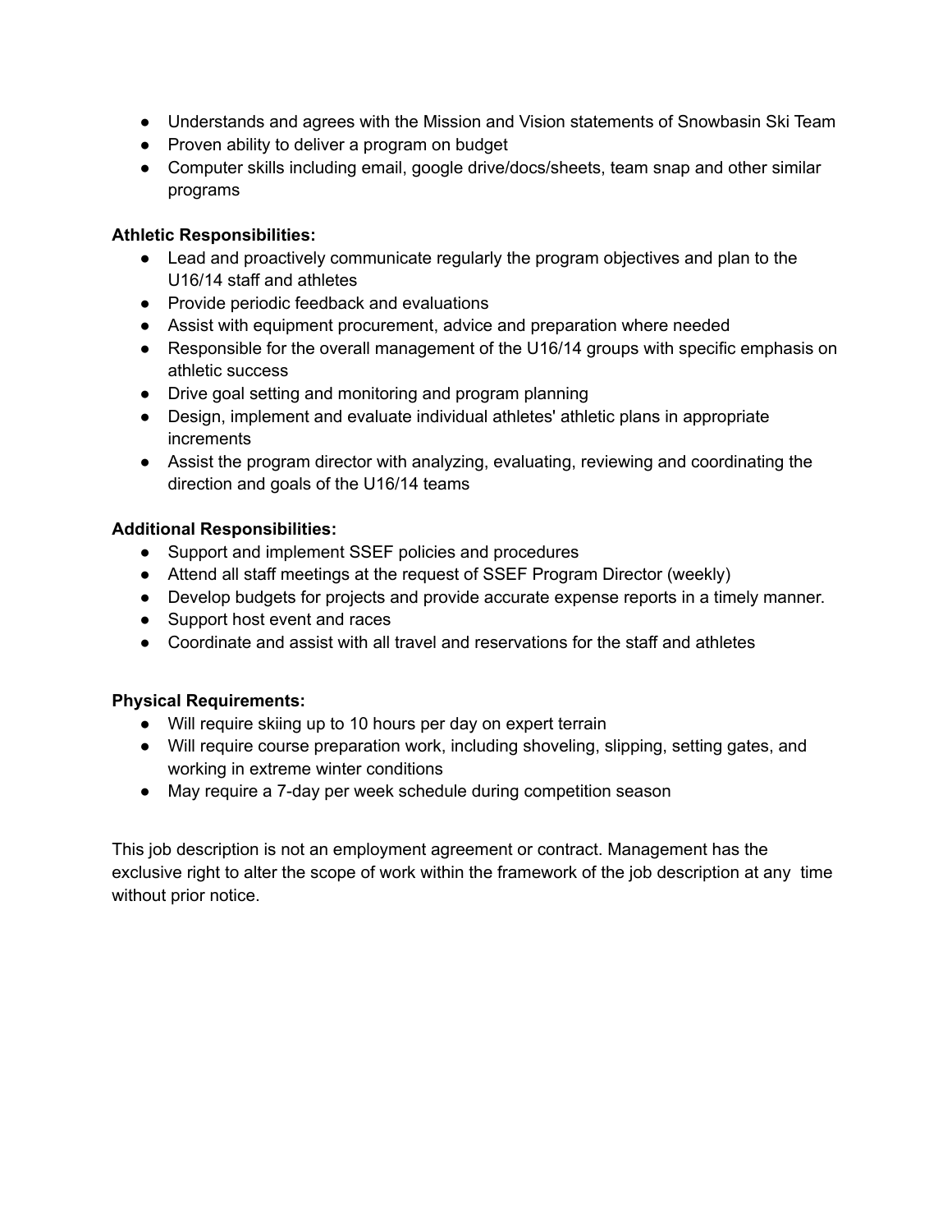- Understands and agrees with the Mission and Vision statements of Snowbasin Ski Team
- Proven ability to deliver a program on budget
- Computer skills including email, google drive/docs/sheets, team snap and other similar programs

**Athletic Responsibilities:**

- Lead and proactively communicate regularly the program objectives and plan to the U16/14 staff and athletes
- Provide periodic feedback and evaluations
- Assist with equipment procurement, advice and preparation where needed
- Responsible for the overall management of the U16/14 groups with specific emphasis on athletic success
- Drive goal setting and monitoring and program planning
- Design, implement and evaluate individual athletes' athletic plans in appropriate increments
- Assist the program director with analyzing, evaluating, reviewing and coordinating the direction and goals of the U16/14 teams

**Additional Responsibilities:**

- Support and implement SSEF policies and procedures
- Attend all staff meetings at the request of SSEF Program Director (weekly)
- Develop budgets for projects and provide accurate expense reports in a timely manner.
- Support host event and races
- Coordinate and assist with all travel and reservations for the staff and athletes

**Physical Requirements:**

- Will require skiing up to 10 hours per day on expert terrain
- Will require course preparation work, including shoveling, slipping, setting gates, and working in extreme winter conditions
- May require a 7-day per week schedule during competition season

This job description is not an employment agreement or contract. Management has the exclusive right to alter the scope of work within the framework of the job description at any time without prior notice.